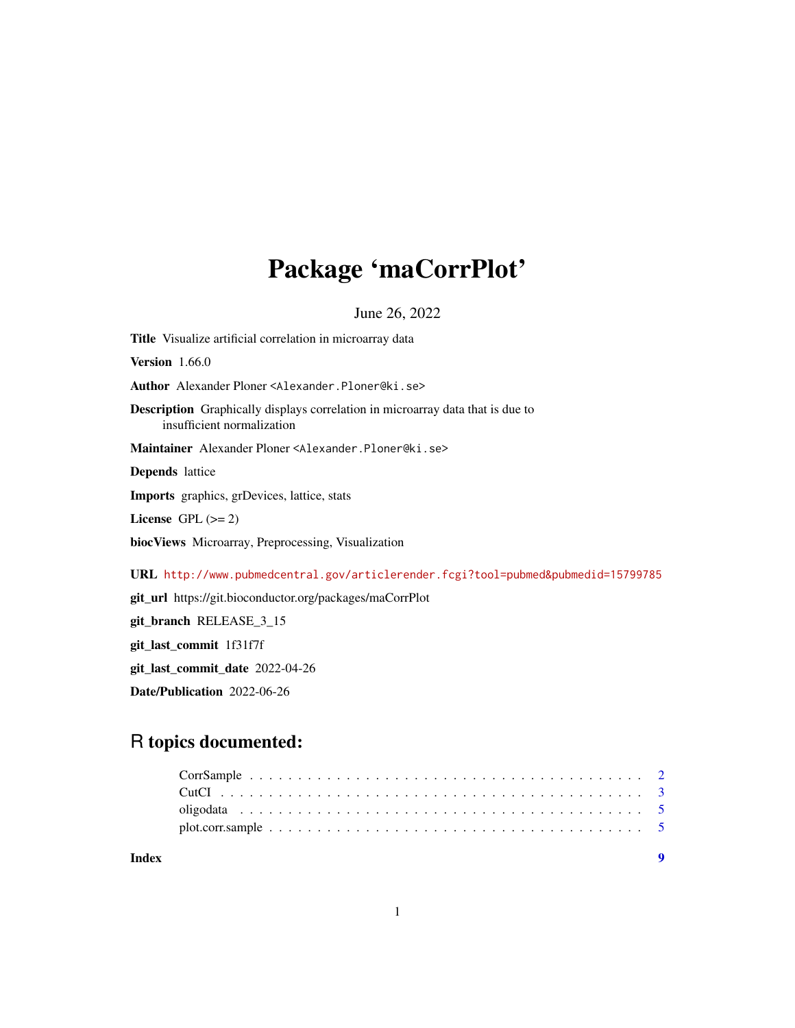# Package 'maCorrPlot'

June 26, 2022

**Title** Visualize artificial correlation in microarray data

**Version** 1.66.0

**Author** Alexander Ploner <Alexander.Ploner@ki.se>

**Description** Graphically displays correlation in microarray data that is due to insufficient normalization

**Maintainer** Alexander Ploner <Alexander.Ploner@ki.se>

**Depends** lattice

**Imports** graphics, grDevices, lattice, stats

**License** GPL (>= 2)

**biocViews** Microarray, Preprocessing, Visualization

**URL** http://www.pubmedcentral.gov/articlerender.fcgi?tool=pubmed&pubmedid=15799785

**git_url** https://git.bioconductor.org/packages/maCorrPlot

**git_branch** RELEASE_3_15

**git_last_commit** 1f31f7f

**git_last_commit_date** 2022-04-26

**Date/Publication** 2022-06-26

## R topics documented:

- CorrSample . . . . . . . . . . . . . . . . . . . . . . . . . . . . . . . . . . . . . . . 2
- CutCI . . . . . . . . . . . . . . . . . . . . . . . . . . . . . . . . . . . . . . . . . . 3
- oligodata . . . . . . . . . . . . . . . . . . . . . . . . . . . . . . . . . . . . . . . . 5
- plot.corr.sample . . . . . . . . . . . . . . . . . . . . . . . . . . . . . . . . . . . . 5

**Index** 9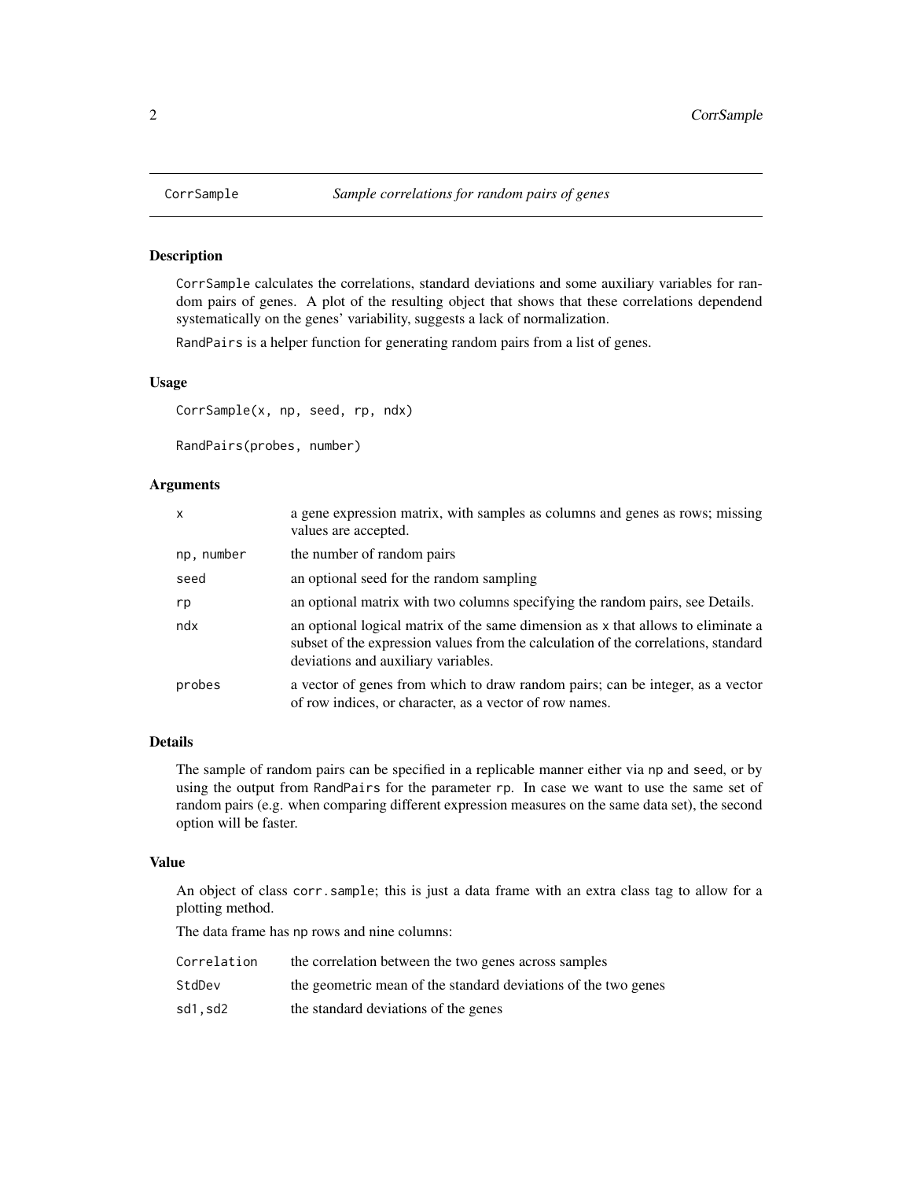## CorrSample — *Sample correlations for random pairs of genes*

### Description

CorrSample calculates the correlations, standard deviations and some auxiliary variables for random pairs of genes. A plot of the resulting object that shows that these correlations dependend systematically on the genes' variability, suggests a lack of normalization.

RandPairs is a helper function for generating random pairs from a list of genes.

### Usage

```
CorrSample(x, np, seed, rp, ndx)

RandPairs(probes, number)
```

### Arguments

| | |
|---|---|
| `x` | a gene expression matrix, with samples as columns and genes as rows; missing values are accepted. |
| `np, number` | the number of random pairs |
| `seed` | an optional seed for the random sampling |
| `rp` | an optional matrix with two columns specifying the random pairs, see Details. |
| `ndx` | an optional logical matrix of the same dimension as x that allows to eliminate a subset of the expression values from the calculation of the correlations, standard deviations and auxiliary variables. |
| `probes` | a vector of genes from which to draw random pairs; can be integer, as a vector of row indices, or character, as a vector of row names. |

### Details

The sample of random pairs can be specified in a replicable manner either via np and seed, or by using the output from RandPairs for the parameter rp. In case we want to use the same set of random pairs (e.g. when comparing different expression measures on the same data set), the second option will be faster.

### Value

An object of class corr.sample; this is just a data frame with an extra class tag to allow for a plotting method.

The data frame has np rows and nine columns:

| | |
|---|---|
| `Correlation` | the correlation between the two genes across samples |
| `StdDev` | the geometric mean of the standard deviations of the two genes |
| `sd1,sd2` | the standard deviations of the genes |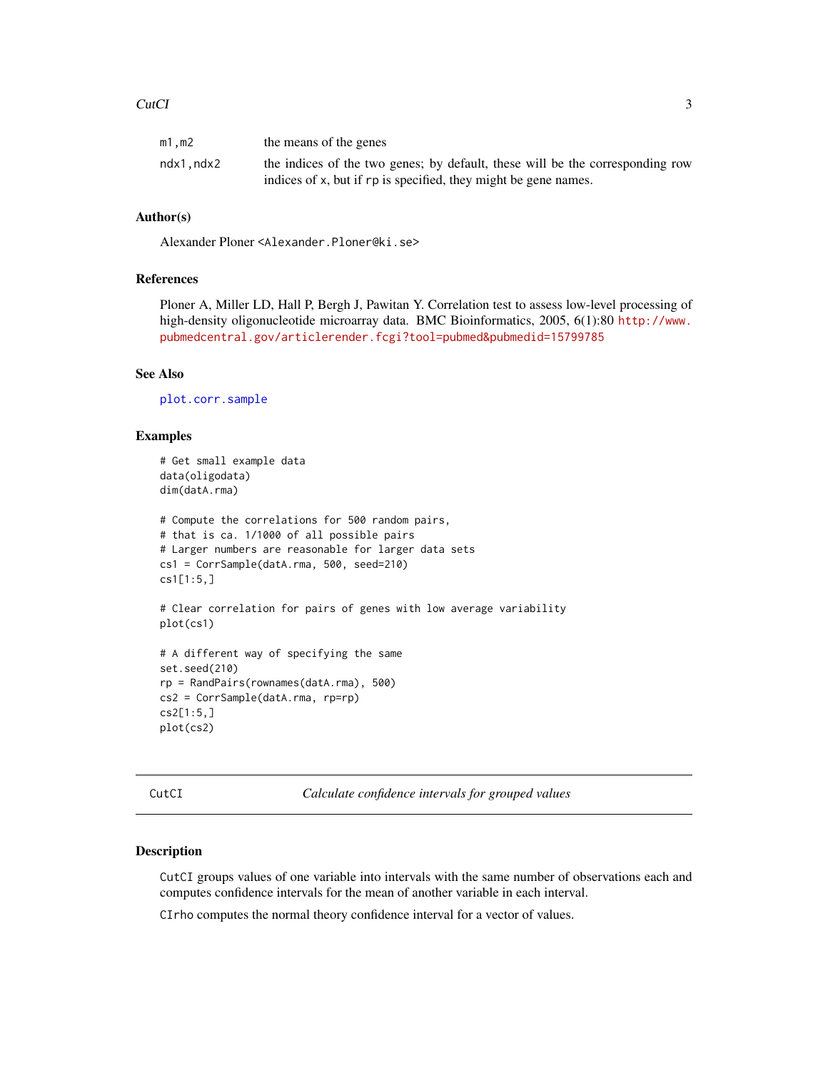| | |
|---|---|
| m1,m2 | the means of the genes |
| ndx1,ndx2 | the indices of the two genes; by default, these will be the corresponding row indices of x, but if rp is specified, they might be gene names. |

### Author(s)

Alexander Ploner <Alexander.Ploner@ki.se>

### References

Ploner A, Miller LD, Hall P, Bergh J, Pawitan Y. Correlation test to assess low-level processing of high-density oligonucleotide microarray data. BMC Bioinformatics, 2005, 6(1):80 http://www.pubmedcentral.gov/articlerender.fcgi?tool=pubmed&pubmedid=15799785

### See Also

plot.corr.sample

### Examples

```
# Get small example data
data(oligodata)
dim(datA.rma)

# Compute the correlations for 500 random pairs,
# that is ca. 1/1000 of all possible pairs
# Larger numbers are reasonable for larger data sets
cs1 = CorrSample(datA.rma, 500, seed=210)
cs1[1:5,]

# Clear correlation for pairs of genes with low average variability
plot(cs1)

# A different way of specifying the same
set.seed(210)
rp = RandPairs(rownames(datA.rma), 500)
cs2 = CorrSample(datA.rma, rp=rp)
cs2[1:5,]
plot(cs2)
```

---

## CutCI — *Calculate confidence intervals for grouped values*

---

### Description

CutCI groups values of one variable into intervals with the same number of observations each and computes confidence intervals for the mean of another variable in each interval.

CIrho computes the normal theory confidence interval for a vector of values.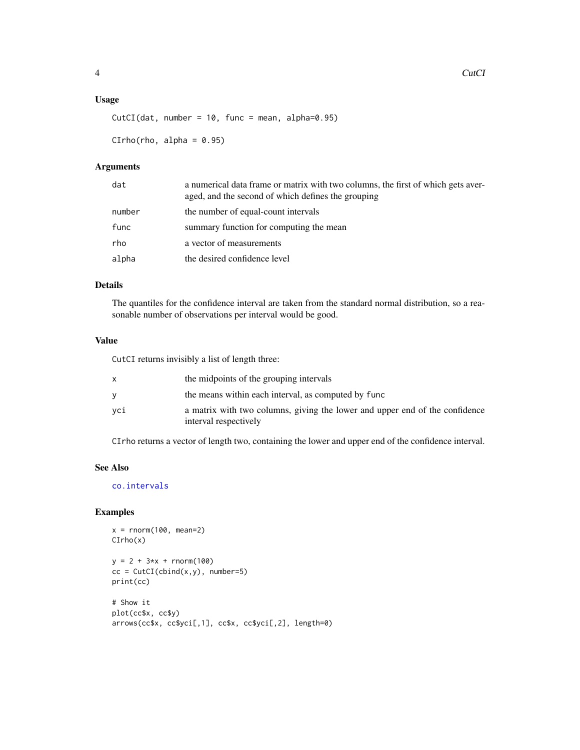### Usage

```
CutCI(dat, number = 10, func = mean, alpha=0.95)

CIrho(rho, alpha = 0.95)
```

### Arguments

| | |
|---|---|
| `dat` | a numerical data frame or matrix with two columns, the first of which gets averaged, and the second of which defines the grouping |
| `number` | the number of equal-count intervals |
| `func` | summary function for computing the mean |
| `rho` | a vector of measurements |
| `alpha` | the desired confidence level |

### Details

The quantiles for the confidence interval are taken from the standard normal distribution, so a reasonable number of observations per interval would be good.

### Value

`CutCI` returns invisibly a list of length three:

| | |
|---|---|
| `x` | the midpoints of the grouping intervals |
| `y` | the means within each interval, as computed by `func` |
| `yci` | a matrix with two columns, giving the lower and upper end of the confidence interval respectively |

`CIrho` returns a vector of length two, containing the lower and upper end of the confidence interval.

### See Also

`co.intervals`

### Examples

```
x = rnorm(100, mean=2)
CIrho(x)

y = 2 + 3*x + rnorm(100)
cc = CutCI(cbind(x,y), number=5)
print(cc)

# Show it
plot(cc$x, cc$y)
arrows(cc$x, cc$yci[,1], cc$x, cc$yci[,2], length=0)
```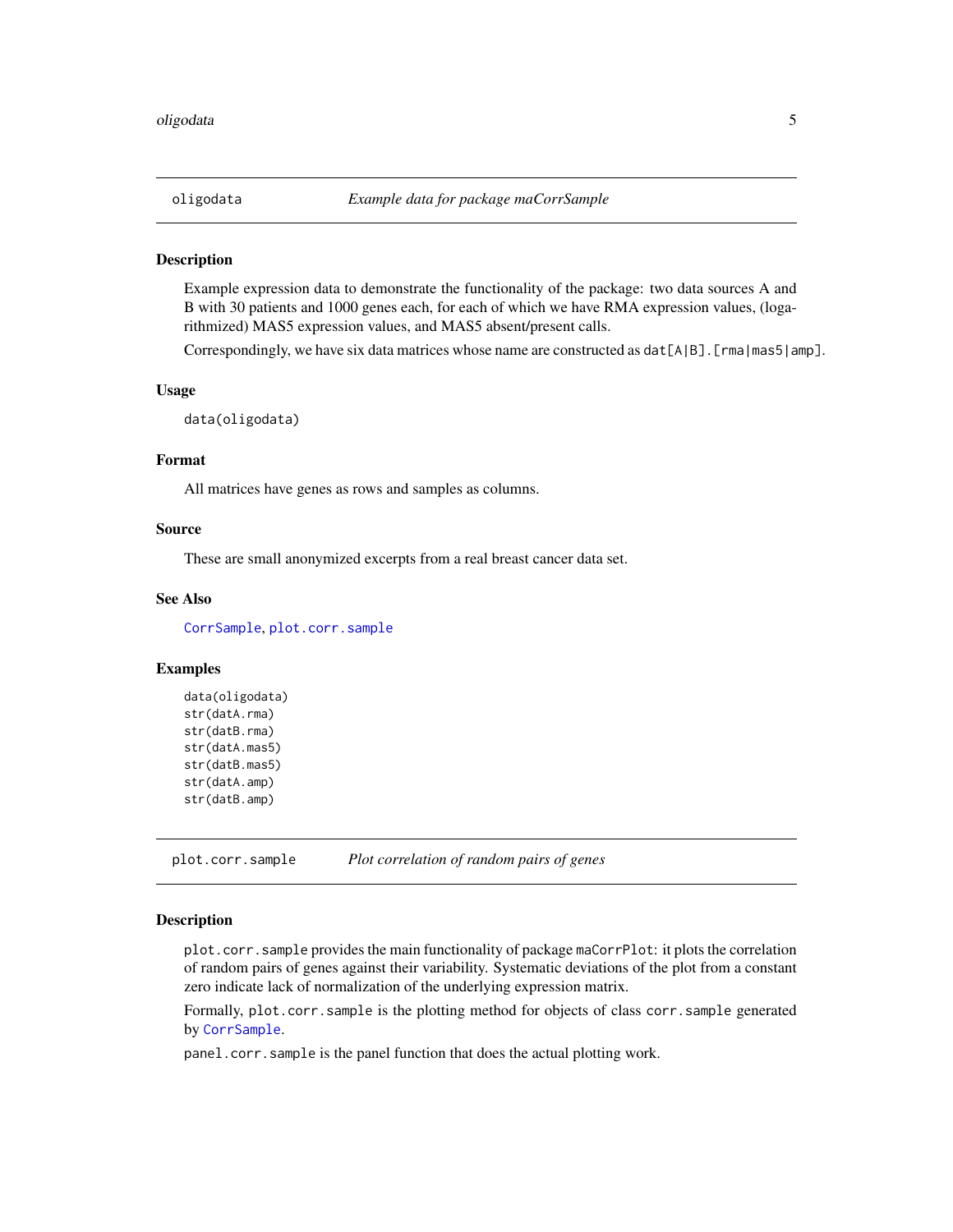## oligodata — *Example data for package maCorrSample*

### Description

Example expression data to demonstrate the functionality of the package: two data sources A and B with 30 patients and 1000 genes each, for each of which we have RMA expression values, (logarithmized) MAS5 expression values, and MAS5 absent/present calls.

Correspondingly, we have six data matrices whose name are constructed as `dat[A|B].[rma|mas5|amp]`.

### Usage

```
data(oligodata)
```

### Format

All matrices have genes as rows and samples as columns.

### Source

These are small anonymized excerpts from a real breast cancer data set.

### See Also

`CorrSample`, `plot.corr.sample`

### Examples

```
data(oligodata)
str(datA.rma)
str(datB.rma)
str(datA.mas5)
str(datB.mas5)
str(datA.amp)
str(datB.amp)
```

## plot.corr.sample — *Plot correlation of random pairs of genes*

### Description

`plot.corr.sample` provides the main functionality of package `maCorrPlot`: it plots the correlation of random pairs of genes against their variability. Systematic deviations of the plot from a constant zero indicate lack of normalization of the underlying expression matrix.

Formally, `plot.corr.sample` is the plotting method for objects of class `corr.sample` generated by `CorrSample`.

`panel.corr.sample` is the panel function that does the actual plotting work.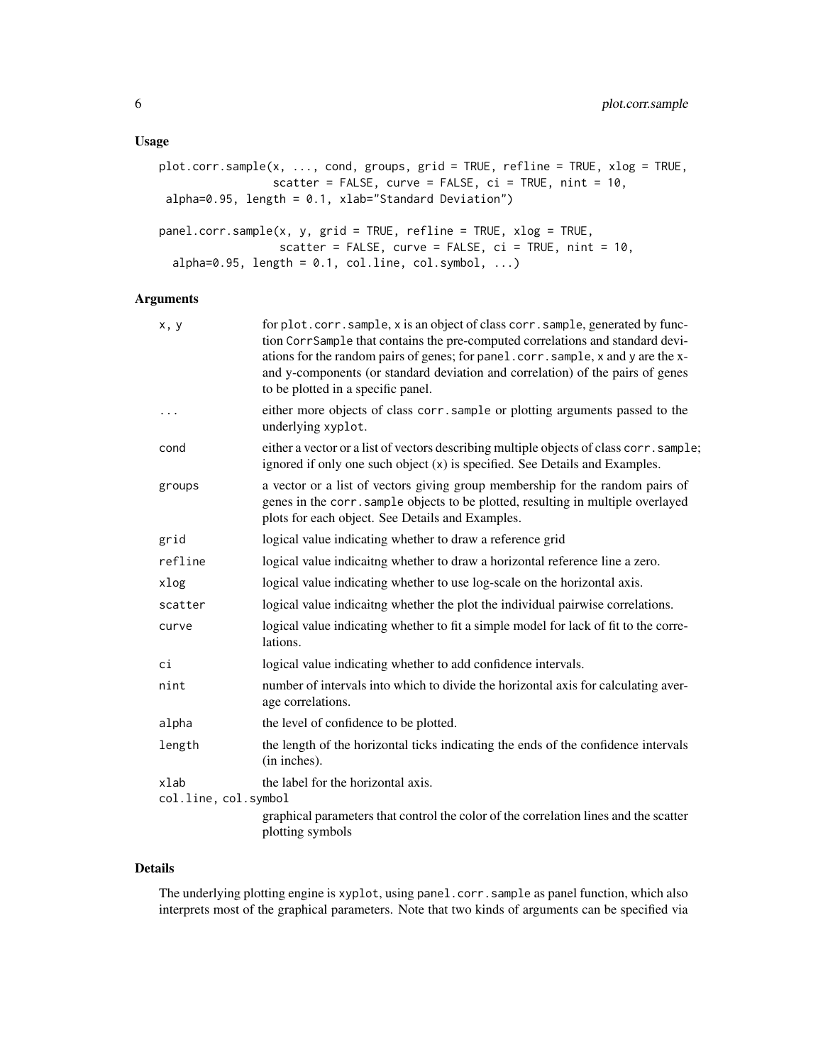## Usage

```
plot.corr.sample(x, ..., cond, groups, grid = TRUE, refline = TRUE, xlog = TRUE,
                 scatter = FALSE, curve = FALSE, ci = TRUE, nint = 10,
 alpha=0.95, length = 0.1, xlab="Standard Deviation")

panel.corr.sample(x, y, grid = TRUE, refline = TRUE, xlog = TRUE,
                  scatter = FALSE, curve = FALSE, ci = TRUE, nint = 10,
  alpha=0.95, length = 0.1, col.line, col.symbol, ...)
```

## Arguments

| | |
|---|---|
| `x, y` | for `plot.corr.sample`, `x` is an object of class `corr.sample`, generated by function `CorrSample` that contains the pre-computed correlations and standard deviations for the random pairs of genes; for `panel.corr.sample`, `x` and `y` are the x- and y-components (or standard deviation and correlation) of the pairs of genes to be plotted in a specific panel. |
| `...` | either more objects of class `corr.sample` or plotting arguments passed to the underlying `xyplot`. |
| `cond` | either a vector or a list of vectors describing multiple objects of class `corr.sample`; ignored if only one such object (`x`) is specified. See Details and Examples. |
| `groups` | a vector or a list of vectors giving group membership for the random pairs of genes in the `corr.sample` objects to be plotted, resulting in multiple overlayed plots for each object. See Details and Examples. |
| `grid` | logical value indicating whether to draw a reference grid |
| `refline` | logical value indicaitng whether to draw a horizontal reference line a zero. |
| `xlog` | logical value indicating whether to use log-scale on the horizontal axis. |
| `scatter` | logical value indicaitng whether the plot the individual pairwise correlations. |
| `curve` | logical value indicating whether to fit a simple model for lack of fit to the correlations. |
| `ci` | logical value indicating whether to add confidence intervals. |
| `nint` | number of intervals into which to divide the horizontal axis for calculating average correlations. |
| `alpha` | the level of confidence to be plotted. |
| `length` | the length of the horizontal ticks indicating the ends of the confidence intervals (in inches). |
| `xlab` | the label for the horizontal axis. |
| `col.line, col.symbol` | graphical parameters that control the color of the correlation lines and the scatter plotting symbols |

## Details

The underlying plotting engine is `xyplot`, using `panel.corr.sample` as panel function, which also interprets most of the graphical parameters. Note that two kinds of arguments can be specified via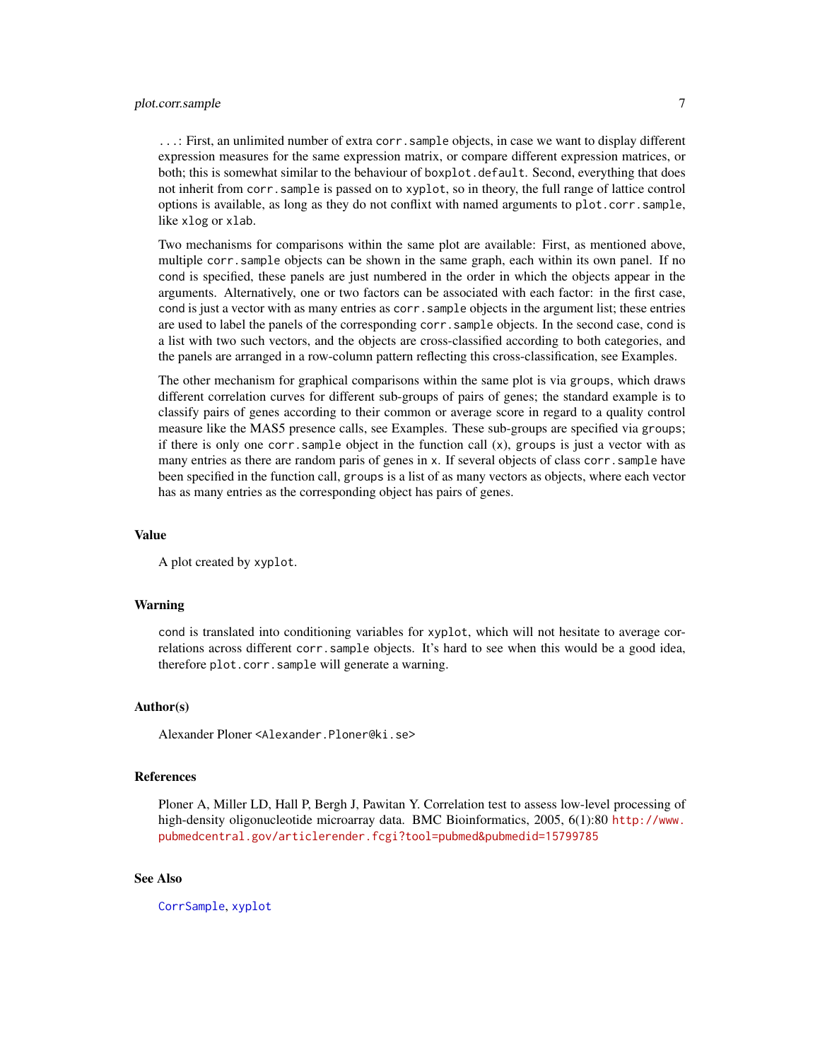`...`: First, an unlimited number of extra `corr.sample` objects, in case we want to display different expression measures for the same expression matrix, or compare different expression matrices, or both; this is somewhat similar to the behaviour of `boxplot.default`. Second, everything that does not inherit from `corr.sample` is passed on to `xyplot`, so in theory, the full range of lattice control options is available, as long as they do not conflixt with named arguments to `plot.corr.sample`, like `xlog` or `xlab`.

Two mechanisms for comparisons within the same plot are available: First, as mentioned above, multiple `corr.sample` objects can be shown in the same graph, each within its own panel. If no `cond` is specified, these panels are just numbered in the order in which the objects appear in the arguments. Alternatively, one or two factors can be associated with each factor: in the first case, `cond` is just a vector with as many entries as `corr.sample` objects in the argument list; these entries are used to label the panels of the corresponding `corr.sample` objects. In the second case, `cond` is a list with two such vectors, and the objects are cross-classified according to both categories, and the panels are arranged in a row-column pattern reflecting this cross-classification, see Examples.

The other mechanism for graphical comparisons within the same plot is via `groups`, which draws different correlation curves for different sub-groups of pairs of genes; the standard example is to classify pairs of genes according to their common or average score in regard to a quality control measure like the MAS5 presence calls, see Examples. These sub-groups are specified via `groups`; if there is only one `corr.sample` object in the function call (`x`), `groups` is just a vector with as many entries as there are random paris of genes in `x`. If several objects of class `corr.sample` have been specified in the function call, `groups` is a list of as many vectors as objects, where each vector has as many entries as the corresponding object has pairs of genes.

### Value

A plot created by `xyplot`.

### Warning

`cond` is translated into conditioning variables for `xyplot`, which will not hesitate to average correlations across different `corr.sample` objects. It's hard to see when this would be a good idea, therefore `plot.corr.sample` will generate a warning.

### Author(s)

Alexander Ploner <Alexander.Ploner@ki.se>

### References

Ploner A, Miller LD, Hall P, Bergh J, Pawitan Y. Correlation test to assess low-level processing of high-density oligonucleotide microarray data. BMC Bioinformatics, 2005, 6(1):80 http://www.pubmedcentral.gov/articlerender.fcgi?tool=pubmed&pubmedid=15799785

### See Also

`CorrSample`, `xyplot`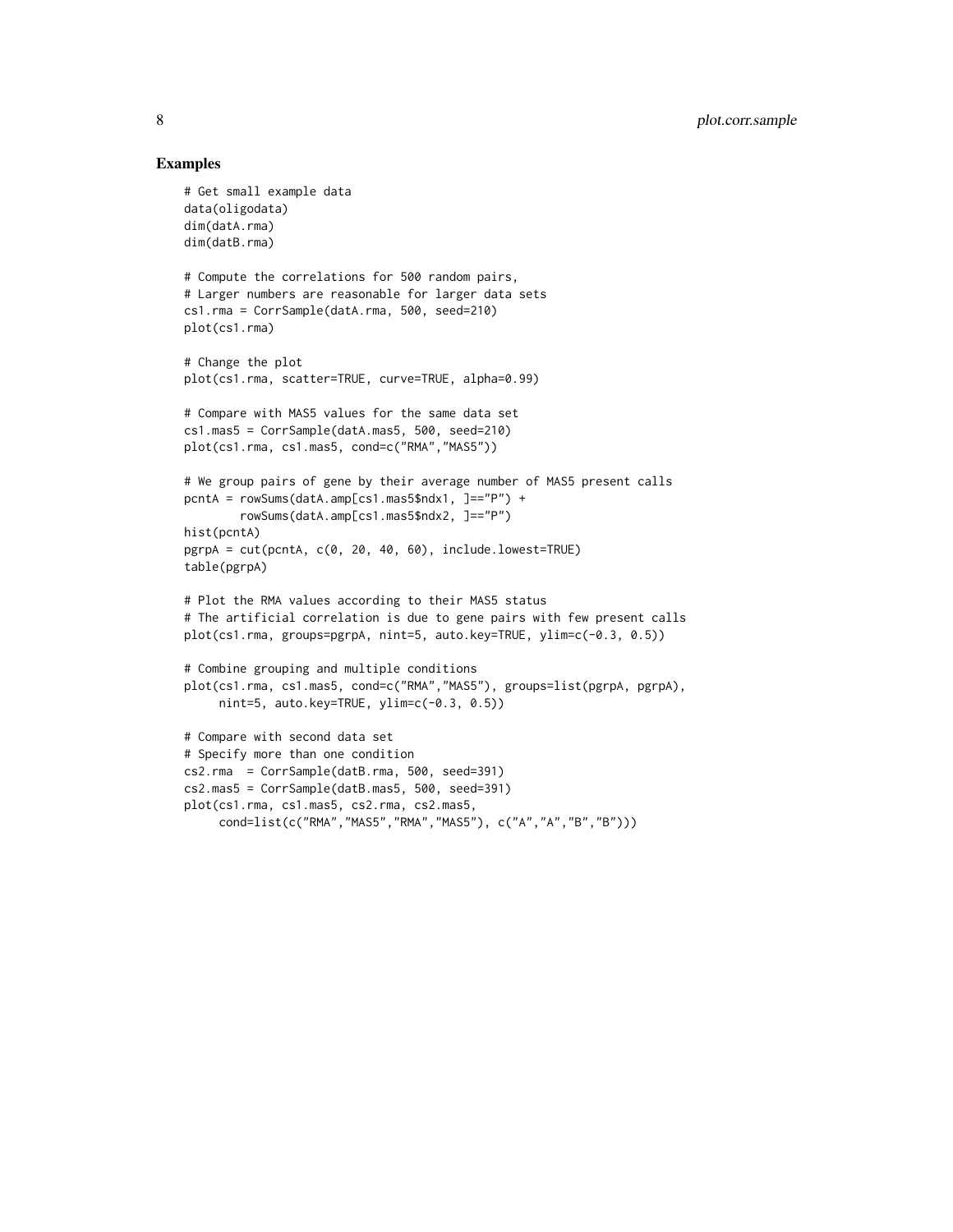## Examples

```
# Get small example data
data(oligodata)
dim(datA.rma)
dim(datB.rma)

# Compute the correlations for 500 random pairs,
# Larger numbers are reasonable for larger data sets
cs1.rma = CorrSample(datA.rma, 500, seed=210)
plot(cs1.rma)

# Change the plot
plot(cs1.rma, scatter=TRUE, curve=TRUE, alpha=0.99)

# Compare with MAS5 values for the same data set
cs1.mas5 = CorrSample(datA.mas5, 500, seed=210)
plot(cs1.rma, cs1.mas5, cond=c("RMA","MAS5"))

# We group pairs of gene by their average number of MAS5 present calls
pcntA = rowSums(datA.amp[cs1.mas5$ndx1, ]=="P") +
        rowSums(datA.amp[cs1.mas5$ndx2, ]=="P")
hist(pcntA)
pgrpA = cut(pcntA, c(0, 20, 40, 60), include.lowest=TRUE)
table(pgrpA)

# Plot the RMA values according to their MAS5 status
# The artificial correlation is due to gene pairs with few present calls
plot(cs1.rma, groups=pgrpA, nint=5, auto.key=TRUE, ylim=c(-0.3, 0.5))

# Combine grouping and multiple conditions
plot(cs1.rma, cs1.mas5, cond=c("RMA","MAS5"), groups=list(pgrpA, pgrpA),
     nint=5, auto.key=TRUE, ylim=c(-0.3, 0.5))

# Compare with second data set
# Specify more than one condition
cs2.rma  = CorrSample(datB.rma, 500, seed=391)
cs2.mas5 = CorrSample(datB.mas5, 500, seed=391)
plot(cs1.rma, cs1.mas5, cs2.rma, cs2.mas5,
     cond=list(c("RMA","MAS5","RMA","MAS5"), c("A","A","B","B")))
```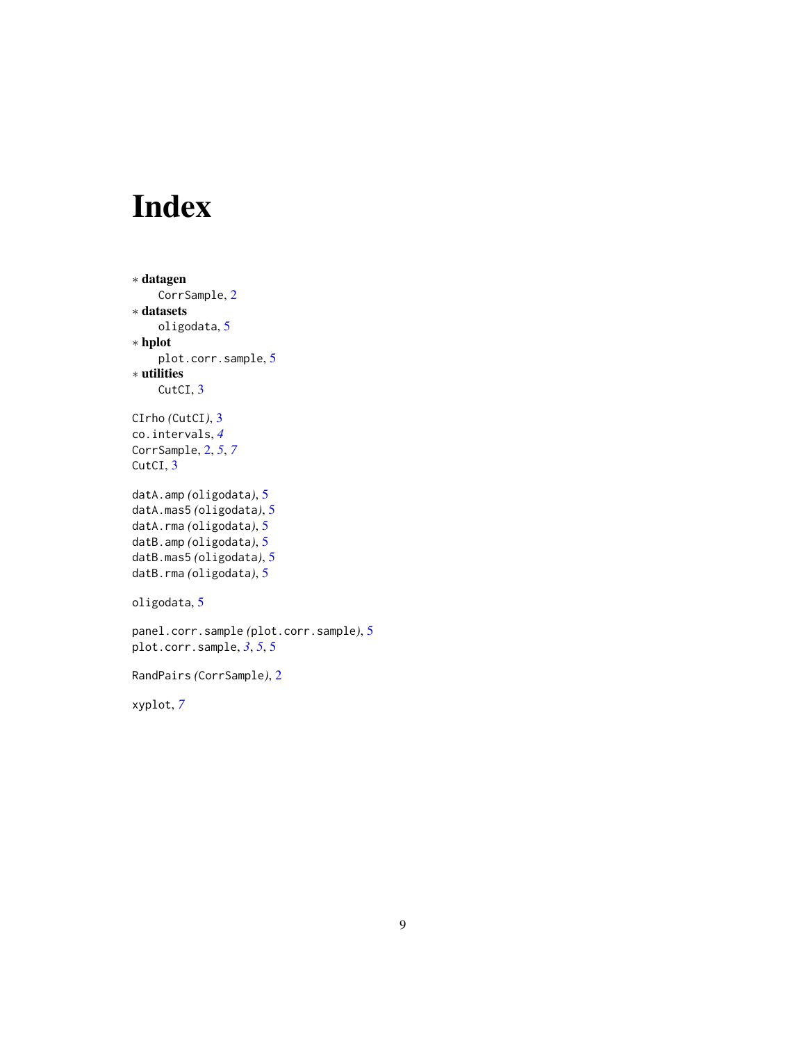# Index

∗ **datagen**
    CorrSample, 2

∗ **datasets**
    oligodata, 5

∗ **hplot**
    plot.corr.sample, 5

∗ **utilities**
    CutCI, 3

CIrho *(*CutCI*)*, 3
co.intervals, *4*
CorrSample, 2, *5*, *7*
CutCI, 3

datA.amp *(*oligodata*)*, 5
datA.mas5 *(*oligodata*)*, 5
datA.rma *(*oligodata*)*, 5
datB.amp *(*oligodata*)*, 5
datB.mas5 *(*oligodata*)*, 5
datB.rma *(*oligodata*)*, 5

oligodata, 5

panel.corr.sample *(*plot.corr.sample*)*, 5
plot.corr.sample, *3*, *5*, 5

RandPairs *(*CorrSample*)*, 2

xyplot, *7*